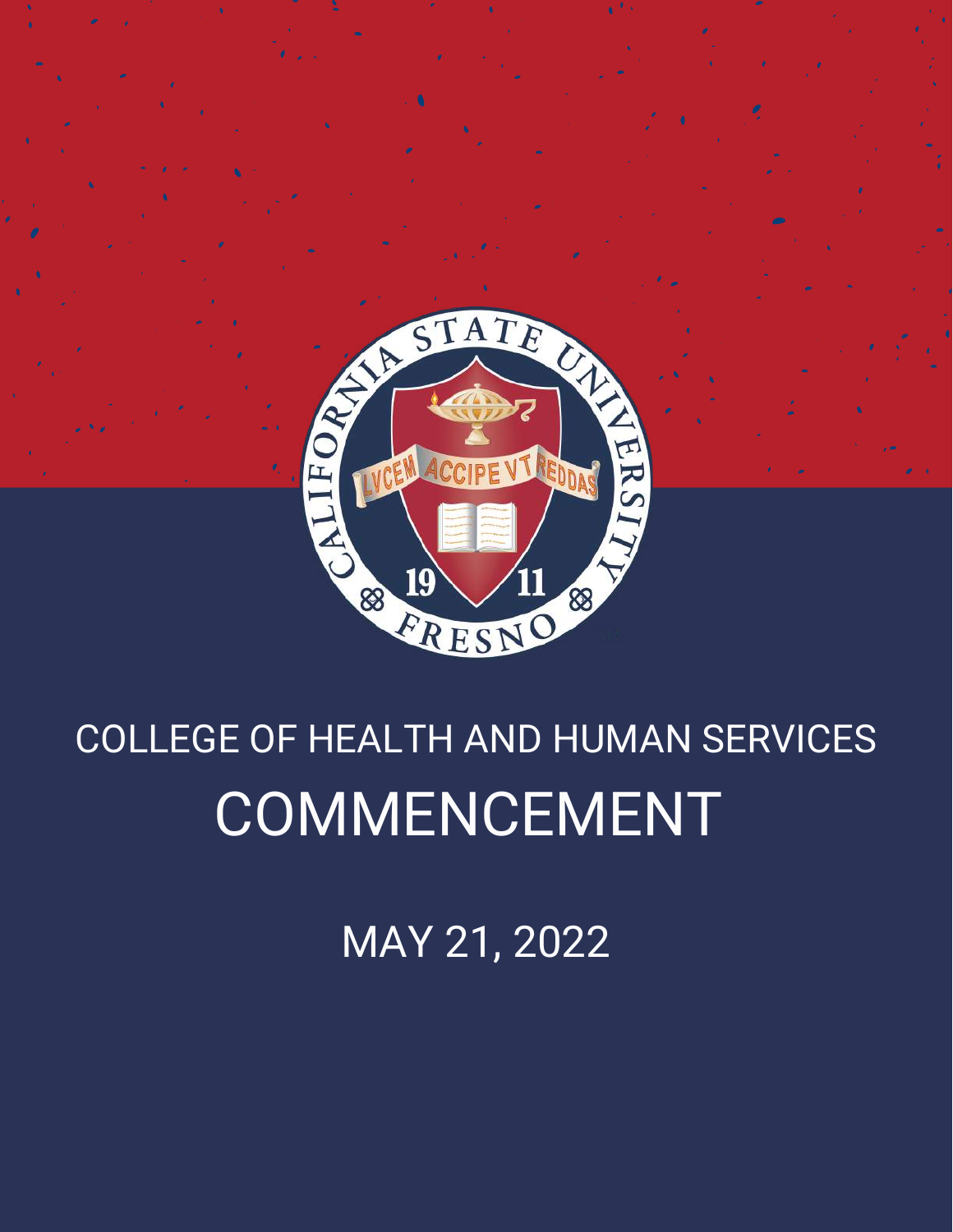# COLLEGE OF HEALTH AND HUMAN SERVICES

# COMMENCEMENT

## MAY 21, 2022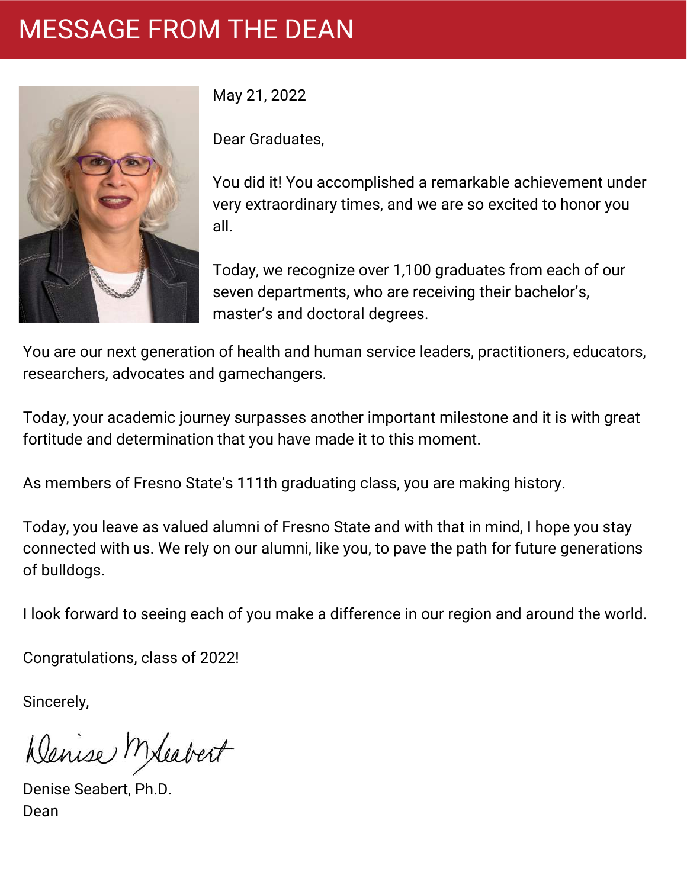# MESSAGE FROM THE DEAN

May 21, 2022

Dear Graduates,

You did it! You accomplished a remarkable achievement under very extraordinary times, and we are so excited to honor you all.

Today, we recognize over 1,100 graduates from each of our seven departments, who are receiving their bachelor's, master's and doctoral degrees.

You are our next generation of health and human service leaders, practitioners, educators, researchers, advocates and gamechangers.

Today, your academic journey surpasses another important milestone and it is with great fortitude and determination that you have made it to this moment.

As members of Fresno State's 111th graduating class, you are making history.

Today, you leave as valued alumni of Fresno State and with that in mind, I hope you stay connected with us. We rely on our alumni, like you, to pave the path for future generations of bulldogs.

I look forward to seeing each of you make a difference in our region and around the world.

Congratulations, class of 2022!

Sincerely,

Denise M Seabert

Denise Seabert, Ph.D.
Dean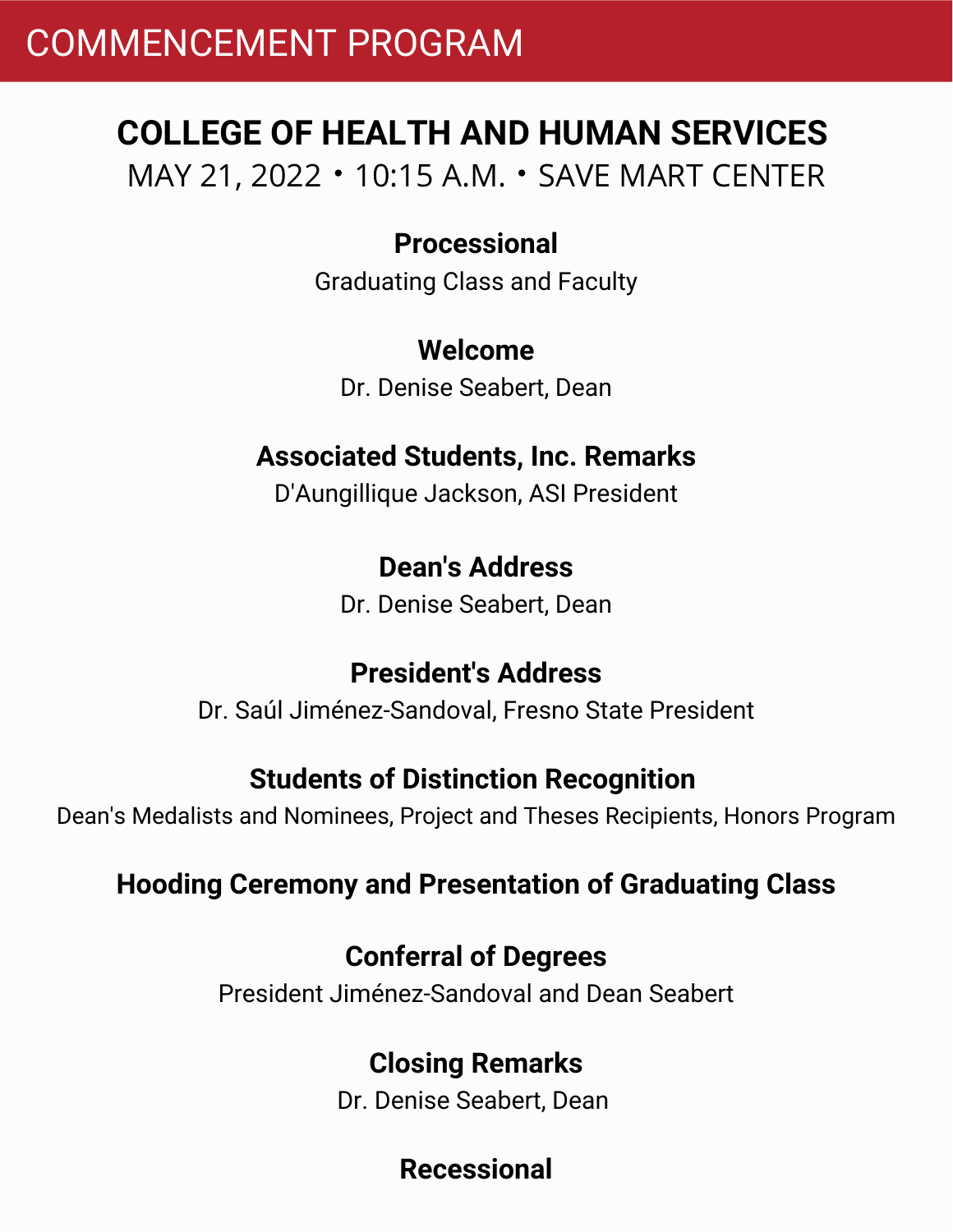# COMMENCEMENT PROGRAM

## COLLEGE OF HEALTH AND HUMAN SERVICES

MAY 21, 2022 • 10:15 A.M. • SAVE MART CENTER

**Processional**

Graduating Class and Faculty

**Welcome**

Dr. Denise Seabert, Dean

**Associated Students, Inc. Remarks**

D'Aungillique Jackson, ASI President

**Dean's Address**

Dr. Denise Seabert, Dean

**President's Address**

Dr. Saúl Jiménez-Sandoval, Fresno State President

**Students of Distinction Recognition**

Dean's Medalists and Nominees, Project and Theses Recipients, Honors Program

**Hooding Ceremony and Presentation of Graduating Class**

**Conferral of Degrees**

President Jiménez-Sandoval and Dean Seabert

**Closing Remarks**

Dr. Denise Seabert, Dean

**Recessional**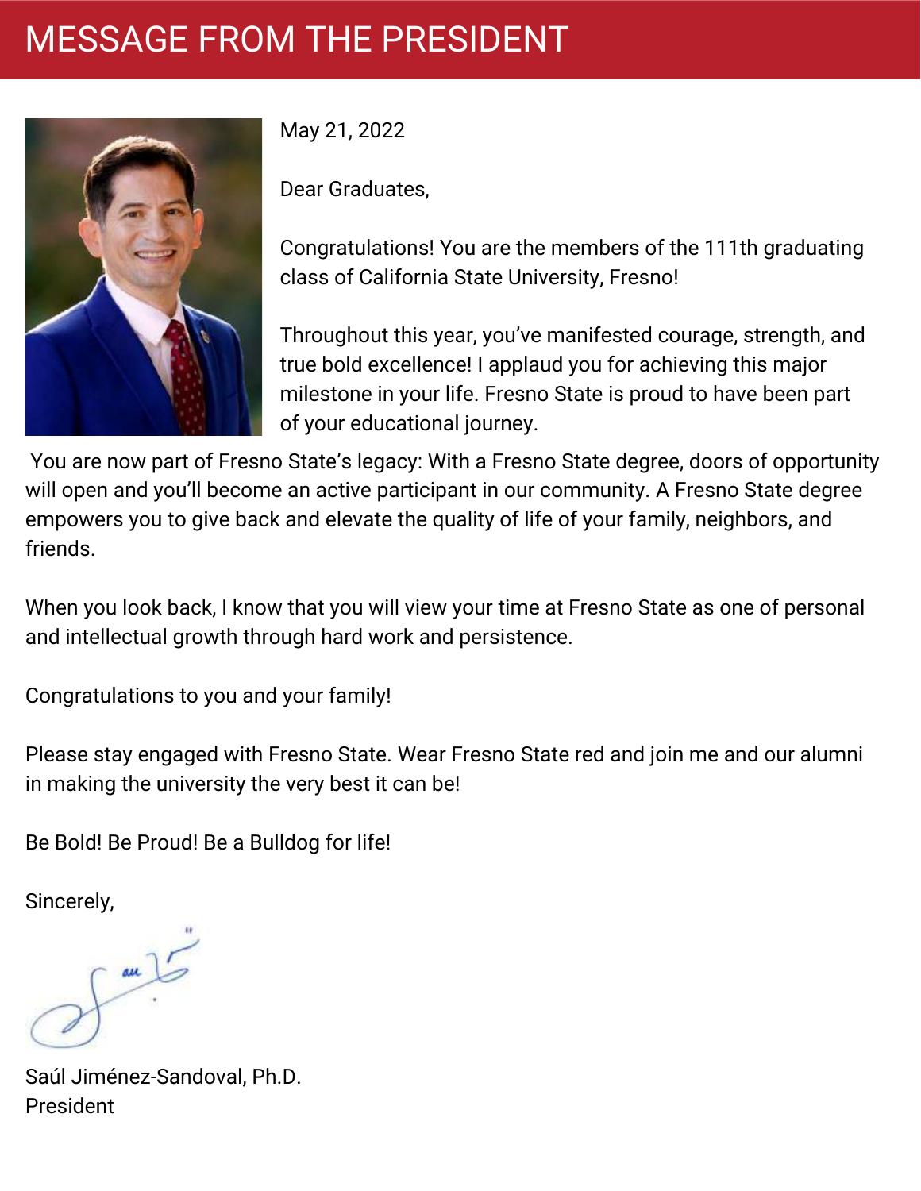# MESSAGE FROM THE PRESIDENT

May 21, 2022

Dear Graduates,

Congratulations! You are the members of the 111th graduating class of California State University, Fresno!

Throughout this year, you've manifested courage, strength, and true bold excellence! I applaud you for achieving this major milestone in your life. Fresno State is proud to have been part of your educational journey.

You are now part of Fresno State's legacy: With a Fresno State degree, doors of opportunity will open and you'll become an active participant in our community. A Fresno State degree empowers you to give back and elevate the quality of life of your family, neighbors, and friends.

When you look back, I know that you will view your time at Fresno State as one of personal and intellectual growth through hard work and persistence.

Congratulations to you and your family!

Please stay engaged with Fresno State. Wear Fresno State red and join me and our alumni in making the university the very best it can be!

Be Bold! Be Proud! Be a Bulldog for life!

Sincerely,

Saúl Jiménez-Sandoval, Ph.D.
President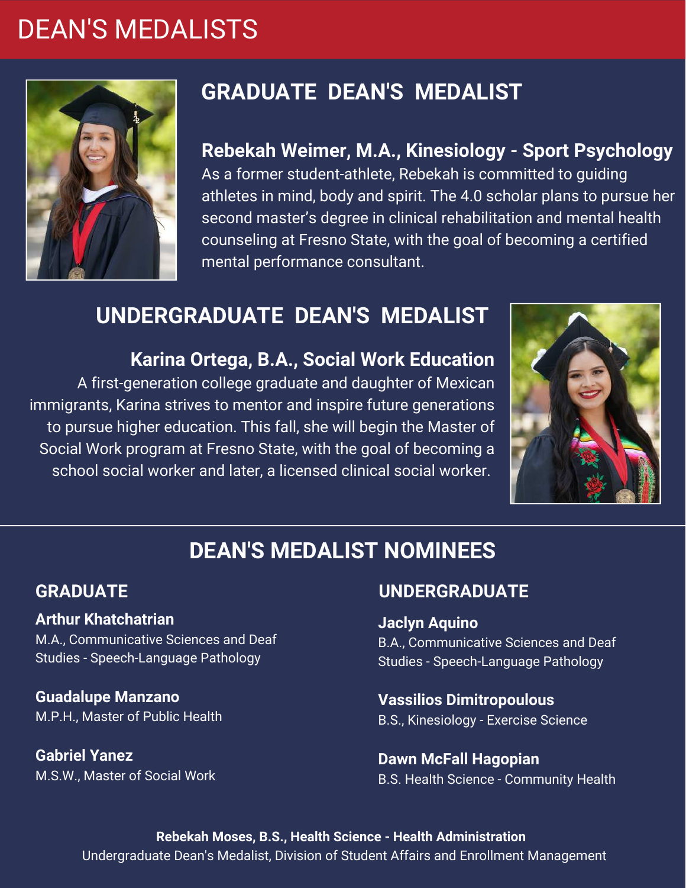# DEAN'S MEDALISTS

## GRADUATE DEAN'S MEDALIST

### Rebekah Weimer, M.A., Kinesiology - Sport Psychology

As a former student-athlete, Rebekah is committed to guiding athletes in mind, body and spirit. The 4.0 scholar plans to pursue her second master's degree in clinical rehabilitation and mental health counseling at Fresno State, with the goal of becoming a certified mental performance consultant.

## UNDERGRADUATE DEAN'S MEDALIST

### Karina Ortega, B.A., Social Work Education

A first-generation college graduate and daughter of Mexican immigrants, Karina strives to mentor and inspire future generations to pursue higher education. This fall, she will begin the Master of Social Work program at Fresno State, with the goal of becoming a school social worker and later, a licensed clinical social worker.

## DEAN'S MEDALIST NOMINEES

### GRADUATE

**Arthur Khatchatrian**
M.A., Communicative Sciences and Deaf Studies - Speech-Language Pathology

**Guadalupe Manzano**
M.P.H., Master of Public Health

**Gabriel Yanez**
M.S.W., Master of Social Work

### UNDERGRADUATE

**Jaclyn Aquino**
B.A., Communicative Sciences and Deaf Studies - Speech-Language Pathology

**Vassilios Dimitropoulous**
B.S., Kinesiology - Exercise Science

**Dawn McFall Hagopian**
B.S. Health Science - Community Health

**Rebekah Moses, B.S., Health Science - Health Administration**
Undergraduate Dean's Medalist, Division of Student Affairs and Enrollment Management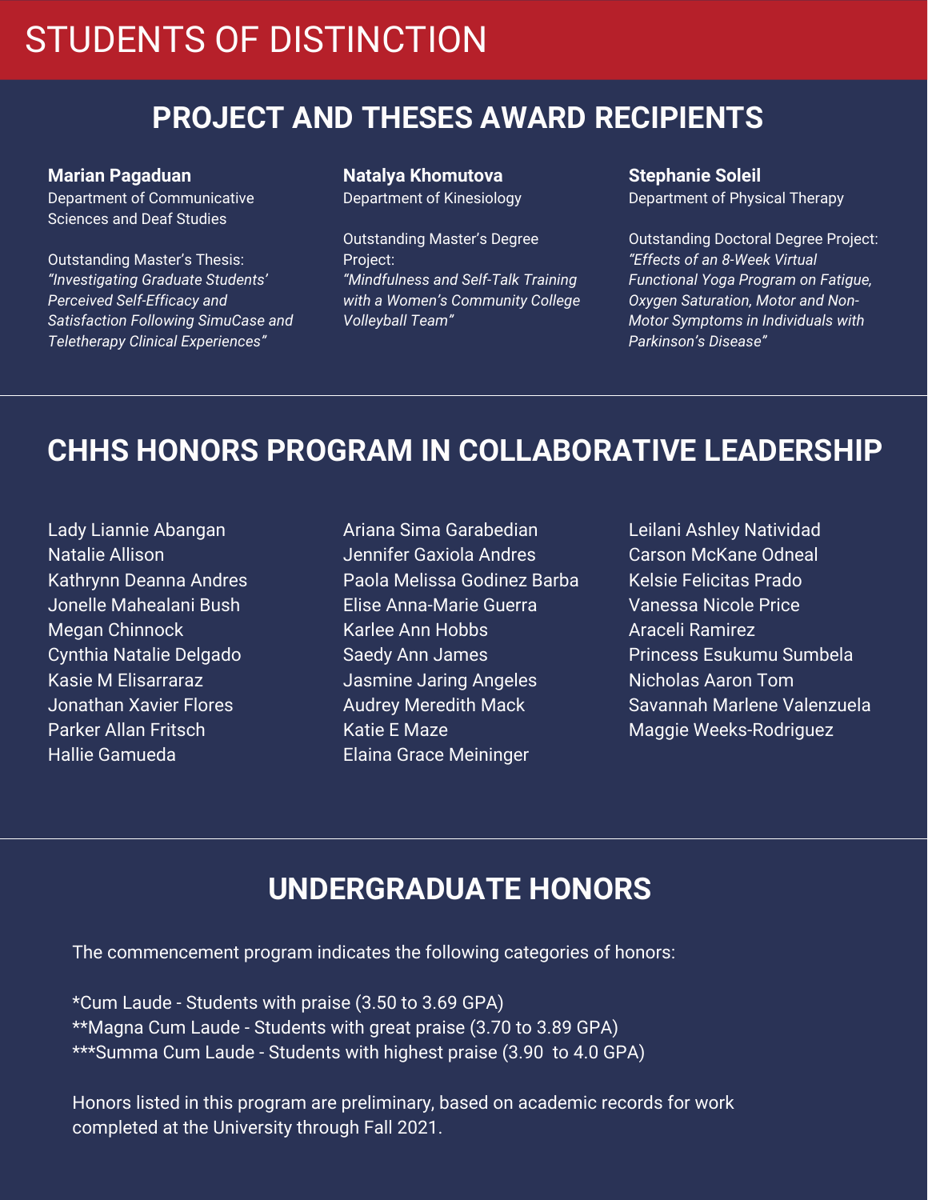# STUDENTS OF DISTINCTION

## PROJECT AND THESES AWARD RECIPIENTS

**Marian Pagaduan**
Department of Communicative Sciences and Deaf Studies

Outstanding Master's Thesis:
*"Investigating Graduate Students' Perceived Self-Efficacy and Satisfaction Following SimuCase and Teletherapy Clinical Experiences"*

**Natalya Khomutova**
Department of Kinesiology

Outstanding Master's Degree Project:
*"Mindfulness and Self-Talk Training with a Women's Community College Volleyball Team"*

**Stephanie Soleil**
Department of Physical Therapy

Outstanding Doctoral Degree Project:
*"Effects of an 8-Week Virtual Functional Yoga Program on Fatigue, Oxygen Saturation, Motor and Non-Motor Symptoms in Individuals with Parkinson's Disease"*

---

## CHHS HONORS PROGRAM IN COLLABORATIVE LEADERSHIP

Lady Liannie Abangan
Natalie Allison
Kathrynn Deanna Andres
Jonelle Mahealani Bush
Megan Chinnock
Cynthia Natalie Delgado
Kasie M Elisarraraz
Jonathan Xavier Flores
Parker Allan Fritsch
Hallie Gamueda
Ariana Sima Garabedian
Jennifer Gaxiola Andres
Paola Melissa Godinez Barba
Elise Anna-Marie Guerra
Karlee Ann Hobbs
Saedy Ann James
Jasmine Jaring Angeles
Audrey Meredith Mack
Katie E Maze
Elaina Grace Meininger
Leilani Ashley Natividad
Carson McKane Odneal
Kelsie Felicitas Prado
Vanessa Nicole Price
Araceli Ramirez
Princess Esukumu Sumbela
Nicholas Aaron Tom
Savannah Marlene Valenzuela
Maggie Weeks-Rodriguez

---

## UNDERGRADUATE HONORS

The commencement program indicates the following categories of honors:

*Cum Laude - Students with praise (3.50 to 3.69 GPA)
**Magna Cum Laude - Students with great praise (3.70 to 3.89 GPA)
***Summa Cum Laude - Students with highest praise (3.90 to 4.0 GPA)

Honors listed in this program are preliminary, based on academic records for work completed at the University through Fall 2021.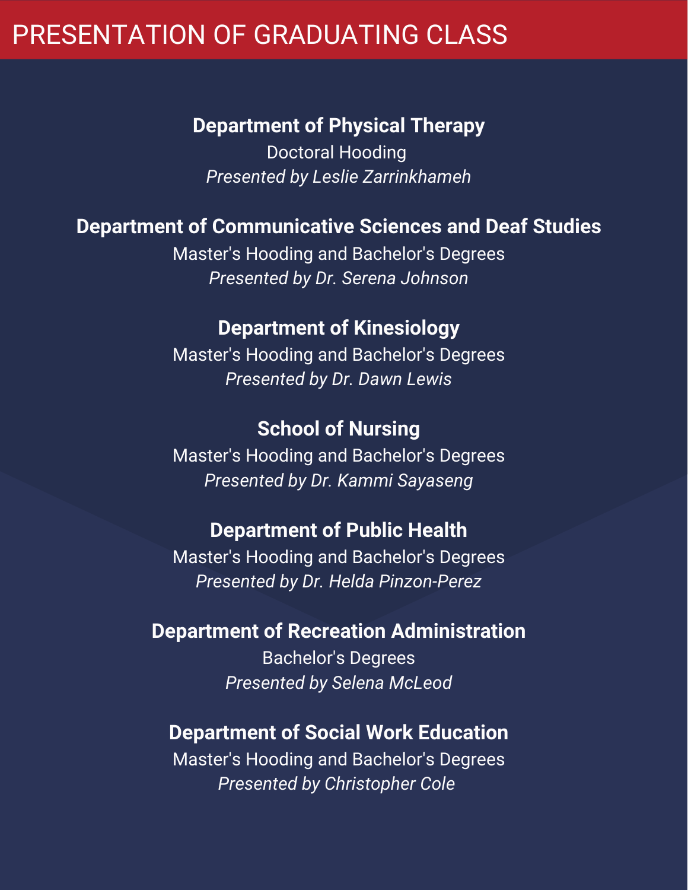# PRESENTATION OF GRADUATING CLASS

**Department of Physical Therapy**
Doctoral Hooding
*Presented by Leslie Zarrinkhameh*

**Department of Communicative Sciences and Deaf Studies**
Master's Hooding and Bachelor's Degrees
*Presented by Dr. Serena Johnson*

**Department of Kinesiology**
Master's Hooding and Bachelor's Degrees
*Presented by Dr. Dawn Lewis*

**School of Nursing**
Master's Hooding and Bachelor's Degrees
*Presented by Dr. Kammi Sayaseng*

**Department of Public Health**
Master's Hooding and Bachelor's Degrees
*Presented by Dr. Helda Pinzon-Perez*

**Department of Recreation Administration**
Bachelor's Degrees
*Presented by Selena McLeod*

**Department of Social Work Education**
Master's Hooding and Bachelor's Degrees
*Presented by Christopher Cole*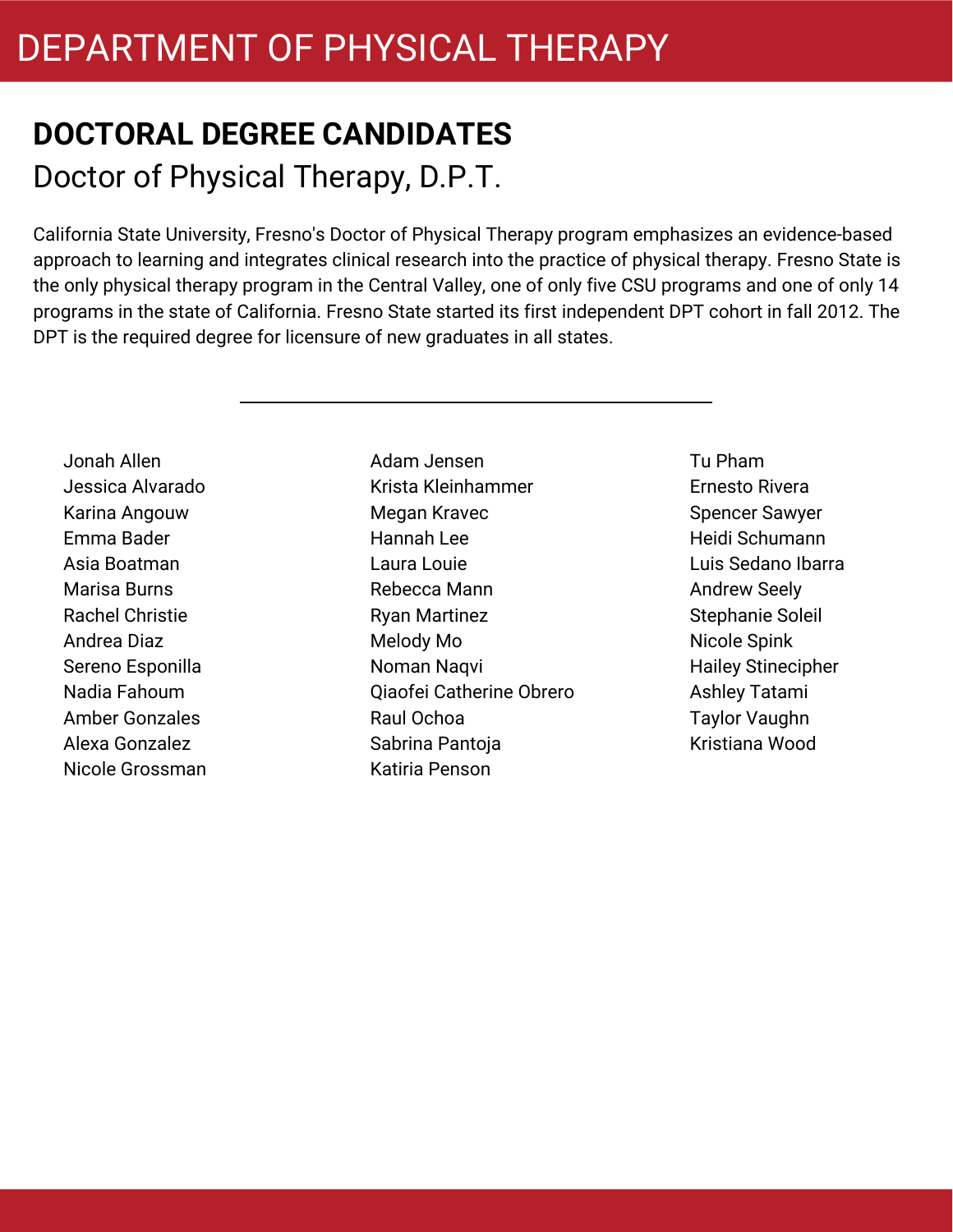# DEPARTMENT OF PHYSICAL THERAPY

## DOCTORAL DEGREE CANDIDATES

### Doctor of Physical Therapy, D.P.T.

California State University, Fresno's Doctor of Physical Therapy program emphasizes an evidence-based approach to learning and integrates clinical research into the practice of physical therapy. Fresno State is the only physical therapy program in the Central Valley, one of only five CSU programs and one of only 14 programs in the state of California. Fresno State started its first independent DPT cohort in fall 2012. The DPT is the required degree for licensure of new graduates in all states.

---

Jonah Allen
Jessica Alvarado
Karina Angouw
Emma Bader
Asia Boatman
Marisa Burns
Rachel Christie
Andrea Diaz
Sereno Esponilla
Nadia Fahoum
Amber Gonzales
Alexa Gonzalez
Nicole Grossman
Adam Jensen
Krista Kleinhammer
Megan Kravec
Hannah Lee
Laura Louie
Rebecca Mann
Ryan Martinez
Melody Mo
Noman Naqvi
Qiaofei Catherine Obrero
Raul Ochoa
Sabrina Pantoja
Katiria Penson
Tu Pham
Ernesto Rivera
Spencer Sawyer
Heidi Schumann
Luis Sedano Ibarra
Andrew Seely
Stephanie Soleil
Nicole Spink
Hailey Stinecipher
Ashley Tatami
Taylor Vaughn
Kristiana Wood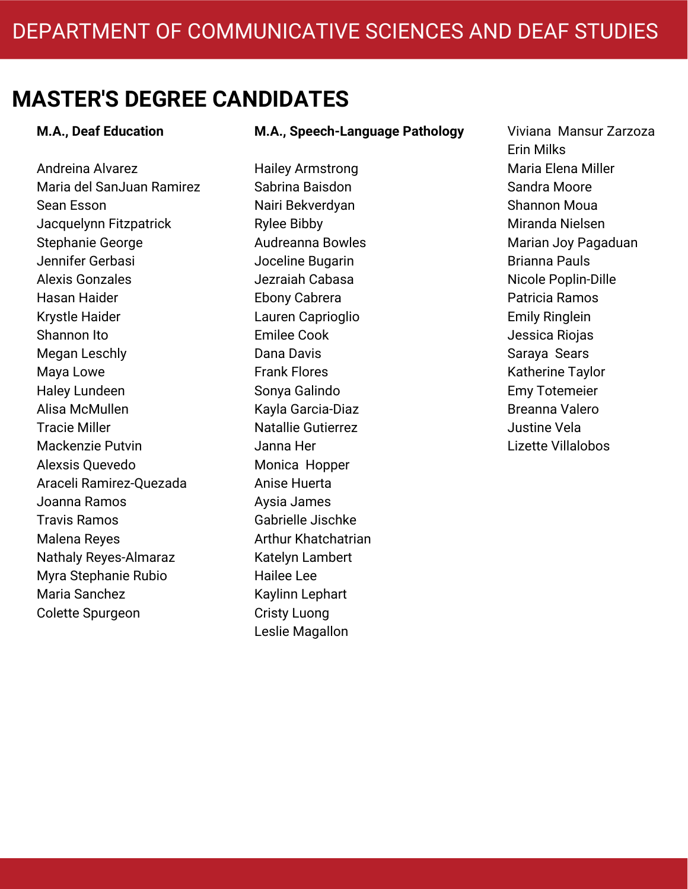# DEPARTMENT OF COMMUNICATIVE SCIENCES AND DEAF STUDIES

## MASTER'S DEGREE CANDIDATES

**M.A., Deaf Education**

Andreina Alvarez
Maria del SanJuan Ramirez
Sean Esson
Jacquelynn Fitzpatrick
Stephanie George
Jennifer Gerbasi
Alexis Gonzales
Hasan Haider
Krystle Haider
Shannon Ito
Megan Leschly
Maya Lowe
Haley Lundeen
Alisa McMullen
Tracie Miller
Mackenzie Putvin
Alexsis Quevedo
Araceli Ramirez-Quezada
Joanna Ramos
Travis Ramos
Malena Reyes
Nathaly Reyes-Almaraz
Myra Stephanie Rubio
Maria Sanchez
Colette Spurgeon

**M.A., Speech-Language Pathology**

Hailey Armstrong
Sabrina Baisdon
Nairi Bekverdyan
Rylee Bibby
Audreanna Bowles
Joceline Bugarin
Jezraiah Cabasa
Ebony Cabrera
Lauren Caprioglio
Emilee Cook
Dana Davis
Frank Flores
Sonya Galindo
Kayla Garcia-Diaz
Natallie Gutierrez
Janna Her
Monica Hopper
Anise Huerta
Aysia James
Gabrielle Jischke
Arthur Khatchatrian
Katelyn Lambert
Hailee Lee
Kaylinn Lephart
Cristy Luong
Leslie Magallon
Viviana Mansur Zarzoza
Erin Milks
Maria Elena Miller
Sandra Moore
Shannon Moua
Miranda Nielsen
Marian Joy Pagaduan
Brianna Pauls
Nicole Poplin-Dille
Patricia Ramos
Emily Ringlein
Jessica Riojas
Saraya Sears
Katherine Taylor
Emy Totemeier
Breanna Valero
Justine Vela
Lizette Villalobos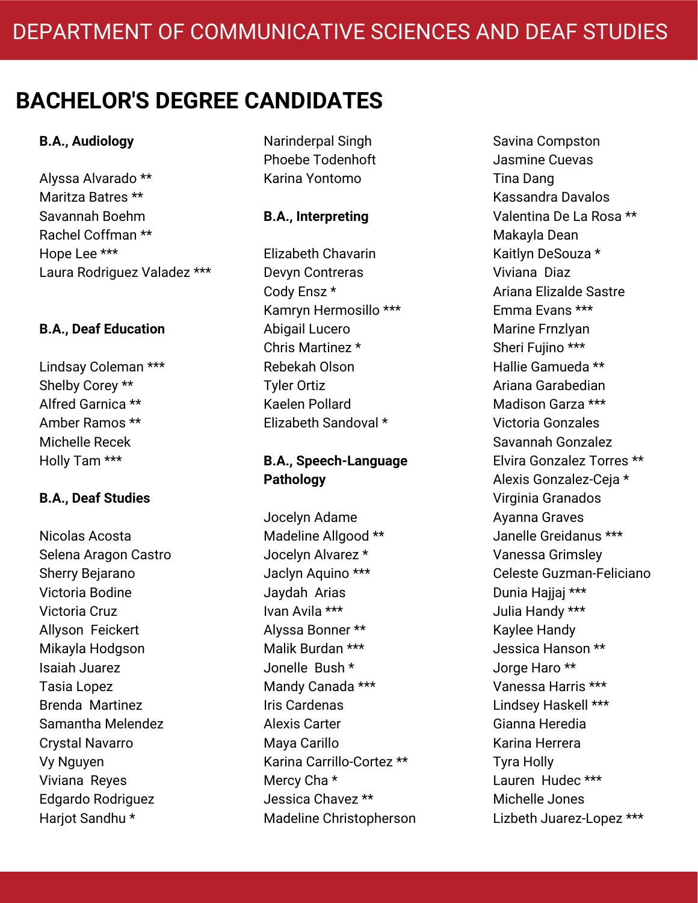# DEPARTMENT OF COMMUNICATIVE SCIENCES AND DEAF STUDIES

## BACHELOR'S DEGREE CANDIDATES

**B.A., Audiology**

Alyssa Alvarado **
Maritza Batres **
Savannah Boehm
Rachel Coffman **
Hope Lee ***
Laura Rodriguez Valadez ***

**B.A., Deaf Education**

Lindsay Coleman ***
Shelby Corey **
Alfred Garnica **
Amber Ramos **
Michelle Recek
Holly Tam ***

**B.A., Deaf Studies**

Nicolas Acosta
Selena Aragon Castro
Sherry Bejarano
Victoria Bodine
Victoria Cruz
Allyson Feickert
Mikayla Hodgson
Isaiah Juarez
Tasia Lopez
Brenda Martinez
Samantha Melendez
Crystal Navarro
Vy Nguyen
Viviana Reyes
Edgardo Rodriguez
Harjot Sandhu *
Narinderpal Singh
Phoebe Todenhoft
Karina Yontomo

**B.A., Interpreting**

Elizabeth Chavarin
Devyn Contreras
Cody Ensz *
Kamryn Hermosillo ***
Abigail Lucero
Chris Martinez *
Rebekah Olson
Tyler Ortiz
Kaelen Pollard
Elizabeth Sandoval *

**B.A., Speech-Language Pathology**

Jocelyn Adame
Madeline Allgood **
Jocelyn Alvarez *
Jaclyn Aquino ***
Jaydah Arias
Ivan Avila ***
Alyssa Bonner **
Malik Burdan ***
Jonelle Bush *
Mandy Canada ***
Iris Cardenas
Alexis Carter
Maya Carillo
Karina Carrillo-Cortez **
Mercy Cha *
Jessica Chavez **
Madeline Christopherson
Savina Compston
Jasmine Cuevas
Tina Dang
Kassandra Davalos
Valentina De La Rosa **
Makayla Dean
Kaitlyn DeSouza *
Viviana Diaz
Ariana Elizalde Sastre
Emma Evans ***
Marine Frnzlyan
Sheri Fujino ***
Hallie Gamueda **
Ariana Garabedian
Madison Garza ***
Victoria Gonzales
Savannah Gonzalez
Elvira Gonzalez Torres **
Alexis Gonzalez-Ceja *
Virginia Granados
Ayanna Graves
Janelle Greidanus ***
Vanessa Grimsley
Celeste Guzman-Feliciano
Dunia Hajjaj ***
Julia Handy ***
Kaylee Handy
Jessica Hanson **
Jorge Haro **
Vanessa Harris ***
Lindsey Haskell ***
Gianna Heredia
Karina Herrera
Tyra Holly
Lauren Hudec ***
Michelle Jones
Lizbeth Juarez-Lopez ***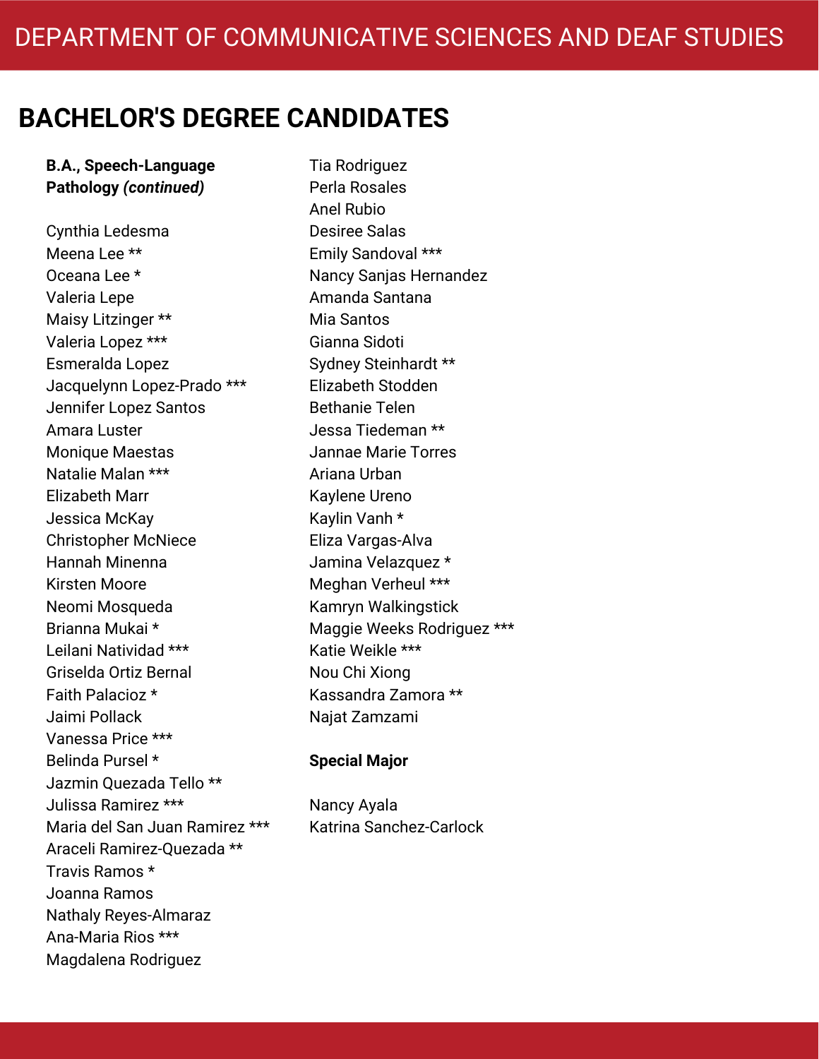# DEPARTMENT OF COMMUNICATIVE SCIENCES AND DEAF STUDIES

## BACHELOR'S DEGREE CANDIDATES

**B.A., Speech-Language Pathology *(continued)***

Cynthia Ledesma
Meena Lee **
Oceana Lee *
Valeria Lepe
Maisy Litzinger **
Valeria Lopez ***
Esmeralda Lopez
Jacquelynn Lopez-Prado ***
Jennifer Lopez Santos
Amara Luster
Monique Maestas
Natalie Malan ***
Elizabeth Marr
Jessica McKay
Christopher McNiece
Hannah Minenna
Kirsten Moore
Neomi Mosqueda
Brianna Mukai *
Leilani Natividad ***
Griselda Ortiz Bernal
Faith Palacioz *
Jaimi Pollack
Vanessa Price ***
Belinda Pursel *
Jazmin Quezada Tello **
Julissa Ramirez ***
Maria del San Juan Ramirez ***
Araceli Ramirez-Quezada **
Travis Ramos *
Joanna Ramos
Nathaly Reyes-Almaraz
Ana-Maria Rios ***
Magdalena Rodriguez
Tia Rodriguez
Perla Rosales
Anel Rubio
Desiree Salas
Emily Sandoval ***
Nancy Sanjas Hernandez
Amanda Santana
Mia Santos
Gianna Sidoti
Sydney Steinhardt **
Elizabeth Stodden
Bethanie Telen
Jessa Tiedeman **
Jannae Marie Torres
Ariana Urban
Kaylene Ureno
Kaylin Vanh *
Eliza Vargas-Alva
Jamina Velazquez *
Meghan Verheul ***
Kamryn Walkingstick
Maggie Weeks Rodriguez ***
Katie Weikle ***
Nou Chi Xiong
Kassandra Zamora **
Najat Zamzami

**Special Major**

Nancy Ayala
Katrina Sanchez-Carlock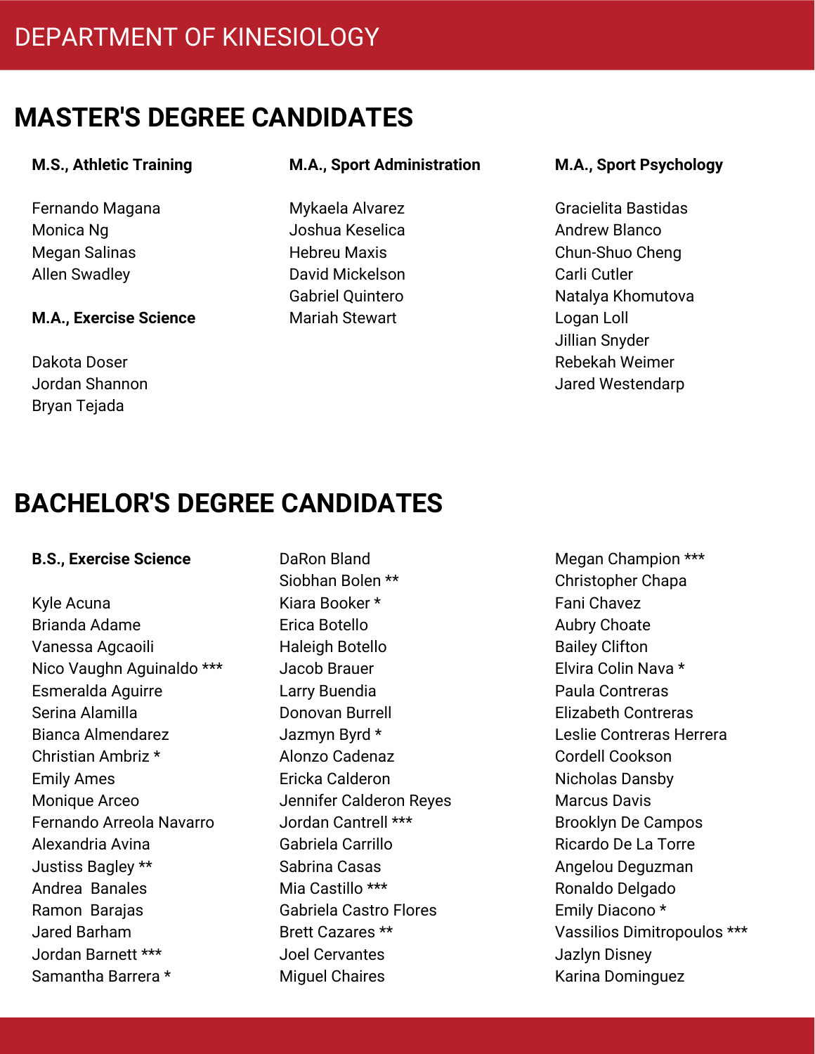# DEPARTMENT OF KINESIOLOGY

## MASTER'S DEGREE CANDIDATES

**M.S., Athletic Training**

Fernando Magana
Monica Ng
Megan Salinas
Allen Swadley

**M.A., Exercise Science**

Dakota Doser
Jordan Shannon
Bryan Tejada

**M.A., Sport Administration**

Mykaela Alvarez
Joshua Keselica
Hebreu Maxis
David Mickelson
Gabriel Quintero
Mariah Stewart

**M.A., Sport Psychology**

Gracielita Bastidas
Andrew Blanco
Chun-Shuo Cheng
Carli Cutler
Natalya Khomutova
Logan Loll
Jillian Snyder
Rebekah Weimer
Jared Westendarp

## BACHELOR'S DEGREE CANDIDATES

**B.S., Exercise Science**

Kyle Acuna
Brianda Adame
Vanessa Agcaoili
Nico Vaughn Aguinaldo ***
Esmeralda Aguirre
Serina Alamilla
Bianca Almendarez
Christian Ambriz *
Emily Ames
Monique Arceo
Fernando Arreola Navarro
Alexandria Avina
Justiss Bagley **
Andrea Banales
Ramon Barajas
Jared Barham
Jordan Barnett ***
Samantha Barrera *
DaRon Bland
Siobhan Bolen **
Kiara Booker *
Erica Botello
Haleigh Botello
Jacob Brauer
Larry Buendia
Donovan Burrell
Jazmyn Byrd *
Alonzo Cadenaz
Ericka Calderon
Jennifer Calderon Reyes
Jordan Cantrell ***
Gabriela Carrillo
Sabrina Casas
Mia Castillo ***
Gabriela Castro Flores
Brett Cazares **
Joel Cervantes
Miguel Chaires
Megan Champion ***
Christopher Chapa
Fani Chavez
Aubry Choate
Bailey Clifton
Elvira Colin Nava *
Paula Contreras
Elizabeth Contreras
Leslie Contreras Herrera
Cordell Cookson
Nicholas Dansby
Marcus Davis
Brooklyn De Campos
Ricardo De La Torre
Angelou Deguzman
Ronaldo Delgado
Emily Diacono *
Vassilios Dimitropoulos ***
Jazlyn Disney
Karina Dominguez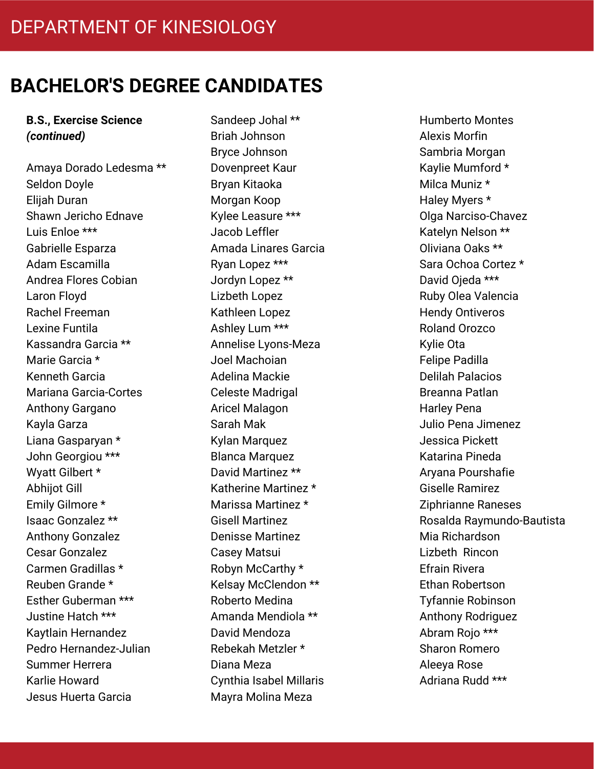# DEPARTMENT OF KINESIOLOGY

## BACHELOR'S DEGREE CANDIDATES

**B.S., Exercise Science *(continued)***

Amaya Dorado Ledesma **
Seldon Doyle
Elijah Duran
Shawn Jericho Ednave
Luis Enloe ***
Gabrielle Esparza
Adam Escamilla
Andrea Flores Cobian
Laron Floyd
Rachel Freeman
Lexine Funtila
Kassandra Garcia **
Marie Garcia *
Kenneth Garcia
Mariana Garcia-Cortes
Anthony Gargano
Kayla Garza
Liana Gasparyan *
John Georgiou ***
Wyatt Gilbert *
Abhijot Gill
Emily Gilmore *
Isaac Gonzalez **
Anthony Gonzalez
Cesar Gonzalez
Carmen Gradillas *
Reuben Grande *
Esther Guberman ***
Justine Hatch ***
Kaytlain Hernandez
Pedro Hernandez-Julian
Summer Herrera
Karlie Howard
Jesus Huerta Garcia
Sandeep Johal **
Briah Johnson
Bryce Johnson
Dovenpreet Kaur
Bryan Kitaoka
Morgan Koop
Kylee Leasure ***
Jacob Leffler
Amada Linares Garcia
Ryan Lopez ***
Jordyn Lopez **
Lizbeth Lopez
Kathleen Lopez
Ashley Lum ***
Annelise Lyons-Meza
Joel Machoian
Adelina Mackie
Celeste Madrigal
Aricel Malagon
Sarah Mak
Kylan Marquez
Blanca Marquez
David Martinez **
Katherine Martinez *
Marissa Martinez *
Gisell Martinez
Denisse Martinez
Casey Matsui
Robyn McCarthy *
Kelsay McClendon **
Roberto Medina
Amanda Mendiola **
David Mendoza
Rebekah Metzler *
Diana Meza
Cynthia Isabel Millaris
Mayra Molina Meza
Humberto Montes
Alexis Morfin
Sambria Morgan
Kaylie Mumford *
Milca Muniz *
Haley Myers *
Olga Narciso-Chavez
Katelyn Nelson **
Oliviana Oaks **
Sara Ochoa Cortez *
David Ojeda ***
Ruby Olea Valencia
Hendy Ontiveros
Roland Orozco
Kylie Ota
Felipe Padilla
Delilah Palacios
Breanna Patlan
Harley Pena
Julio Pena Jimenez
Jessica Pickett
Katarina Pineda
Aryana Pourshafie
Giselle Ramirez
Ziphrianne Raneses
Rosalda Raymundo-Bautista
Mia Richardson
Lizbeth Rincon
Efrain Rivera
Ethan Robertson
Tyfannie Robinson
Anthony Rodriguez
Abram Rojo ***
Sharon Romero
Aleeya Rose
Adriana Rudd ***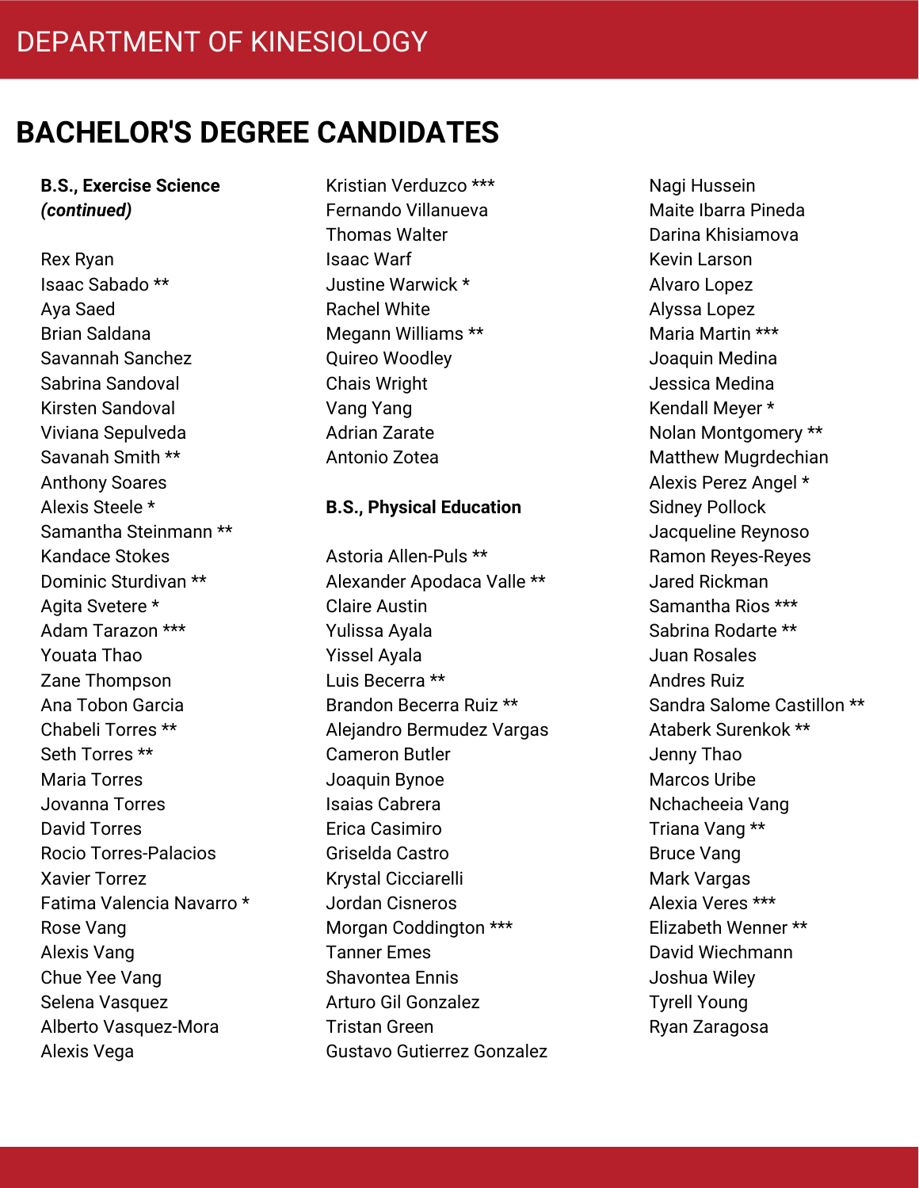# DEPARTMENT OF KINESIOLOGY

## BACHELOR'S DEGREE CANDIDATES

**B.S., Exercise Science *(continued)***

Rex Ryan
Isaac Sabado **
Aya Saed
Brian Saldana
Savannah Sanchez
Sabrina Sandoval
Kirsten Sandoval
Viviana Sepulveda
Savanah Smith **
Anthony Soares
Alexis Steele *
Samantha Steinmann **
Kandace Stokes
Dominic Sturdivan **
Agita Svetere *
Adam Tarazon ***
Youata Thao
Zane Thompson
Ana Tobon Garcia
Chabeli Torres **
Seth Torres **
Maria Torres
Jovanna Torres
David Torres
Rocio Torres-Palacios
Xavier Torrez
Fatima Valencia Navarro *
Rose Vang
Alexis Vang
Chue Yee Vang
Selena Vasquez
Alberto Vasquez-Mora
Alexis Vega
Kristian Verduzco ***
Fernando Villanueva
Thomas Walter
Isaac Warf
Justine Warwick *
Rachel White
Megann Williams **
Quireo Woodley
Chais Wright
Vang Yang
Adrian Zarate
Antonio Zotea

**B.S., Physical Education**

Astoria Allen-Puls **
Alexander Apodaca Valle **
Claire Austin
Yulissa Ayala
Yissel Ayala
Luis Becerra **
Brandon Becerra Ruiz **
Alejandro Bermudez Vargas
Cameron Butler
Joaquin Bynoe
Isaias Cabrera
Erica Casimiro
Griselda Castro
Krystal Cicciarelli
Jordan Cisneros
Morgan Coddington ***
Tanner Emes
Shavontea Ennis
Arturo Gil Gonzalez
Tristan Green
Gustavo Gutierrez Gonzalez
Nagi Hussein
Maite Ibarra Pineda
Darina Khisiamova
Kevin Larson
Alvaro Lopez
Alyssa Lopez
Maria Martin ***
Joaquin Medina
Jessica Medina
Kendall Meyer *
Nolan Montgomery **
Matthew Mugrdechian
Alexis Perez Angel *
Sidney Pollock
Jacqueline Reynoso
Ramon Reyes-Reyes
Jared Rickman
Samantha Rios ***
Sabrina Rodarte **
Juan Rosales
Andres Ruiz
Sandra Salome Castillon **
Ataberk Surenkok **
Jenny Thao
Marcos Uribe
Nchacheeia Vang
Triana Vang **
Bruce Vang
Mark Vargas
Alexia Veres ***
Elizabeth Wenner **
David Wiechmann
Joshua Wiley
Tyrell Young
Ryan Zaragosa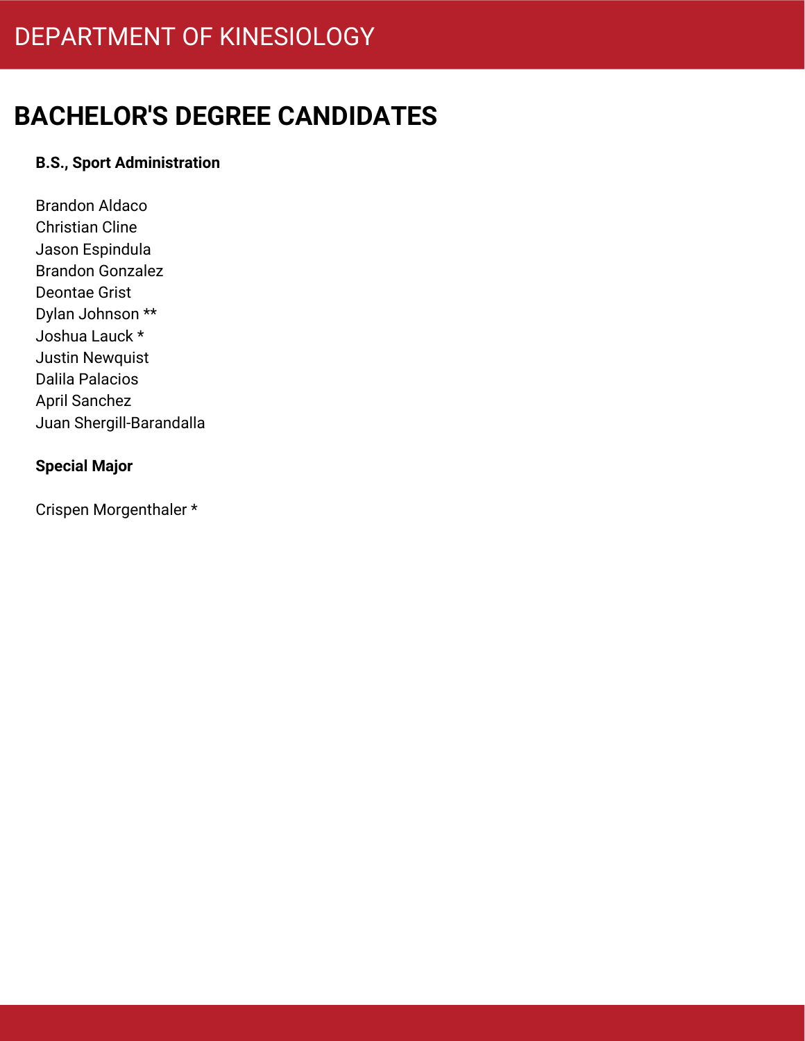# DEPARTMENT OF KINESIOLOGY

## BACHELOR'S DEGREE CANDIDATES

**B.S., Sport Administration**

Brandon Aldaco
Christian Cline
Jason Espindula
Brandon Gonzalez
Deontae Grist
Dylan Johnson **
Joshua Lauck *
Justin Newquist
Dalila Palacios
April Sanchez
Juan Shergill-Barandalla

**Special Major**

Crispen Morgenthaler *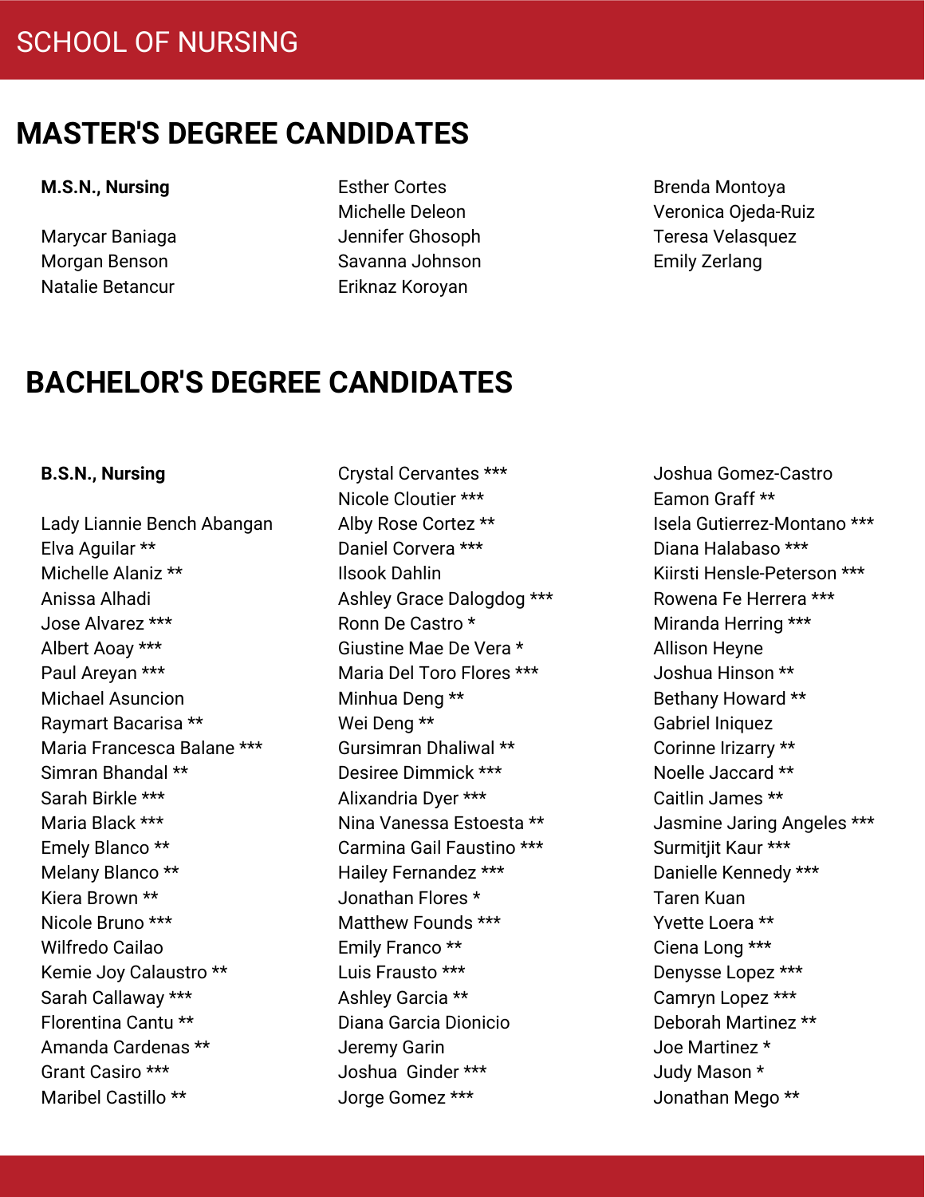# SCHOOL OF NURSING

## MASTER'S DEGREE CANDIDATES

**M.S.N., Nursing**

Marycar Baniaga
Morgan Benson
Natalie Betancur
Esther Cortes
Michelle Deleon
Jennifer Ghosoph
Savanna Johnson
Eriknaz Koroyan
Brenda Montoya
Veronica Ojeda-Ruiz
Teresa Velasquez
Emily Zerlang

## BACHELOR'S DEGREE CANDIDATES

**B.S.N., Nursing**

Lady Liannie Bench Abangan
Elva Aguilar **
Michelle Alaniz **
Anissa Alhadi
Jose Alvarez ***
Albert Aoay ***
Paul Areyan ***
Michael Asuncion
Raymart Bacarisa **
Maria Francesca Balane ***
Simran Bhandal **
Sarah Birkle ***
Maria Black ***
Emely Blanco **
Melany Blanco **
Kiera Brown **
Nicole Bruno ***
Wilfredo Cailao
Kemie Joy Calaustro **
Sarah Callaway ***
Florentina Cantu **
Amanda Cardenas **
Grant Casiro ***
Maribel Castillo **
Crystal Cervantes ***
Nicole Cloutier ***
Alby Rose Cortez **
Daniel Corvera ***
Ilsook Dahlin
Ashley Grace Dalogdog ***
Ronn De Castro *
Giustine Mae De Vera *
Maria Del Toro Flores ***
Minhua Deng **
Wei Deng **
Gursimran Dhaliwal **
Desiree Dimmick ***
Alixandria Dyer ***
Nina Vanessa Estoesta **
Carmina Gail Faustino ***
Hailey Fernandez ***
Jonathan Flores *
Matthew Founds ***
Emily Franco **
Luis Frausto ***
Ashley Garcia **
Diana Garcia Dionicio
Jeremy Garin
Joshua Ginder ***
Jorge Gomez ***
Joshua Gomez-Castro
Eamon Graff **
Isela Gutierrez-Montano ***
Diana Halabaso ***
Kiirsti Hensle-Peterson ***
Rowena Fe Herrera ***
Miranda Herring ***
Allison Heyne
Joshua Hinson **
Bethany Howard **
Gabriel Iniquez
Corinne Irizarry **
Noelle Jaccard **
Caitlin James **
Jasmine Jaring Angeles ***
Surmitjit Kaur ***
Danielle Kennedy ***
Taren Kuan
Yvette Loera **
Ciena Long ***
Denysse Lopez ***
Camryn Lopez ***
Deborah Martinez **
Joe Martinez *
Judy Mason *
Jonathan Mego **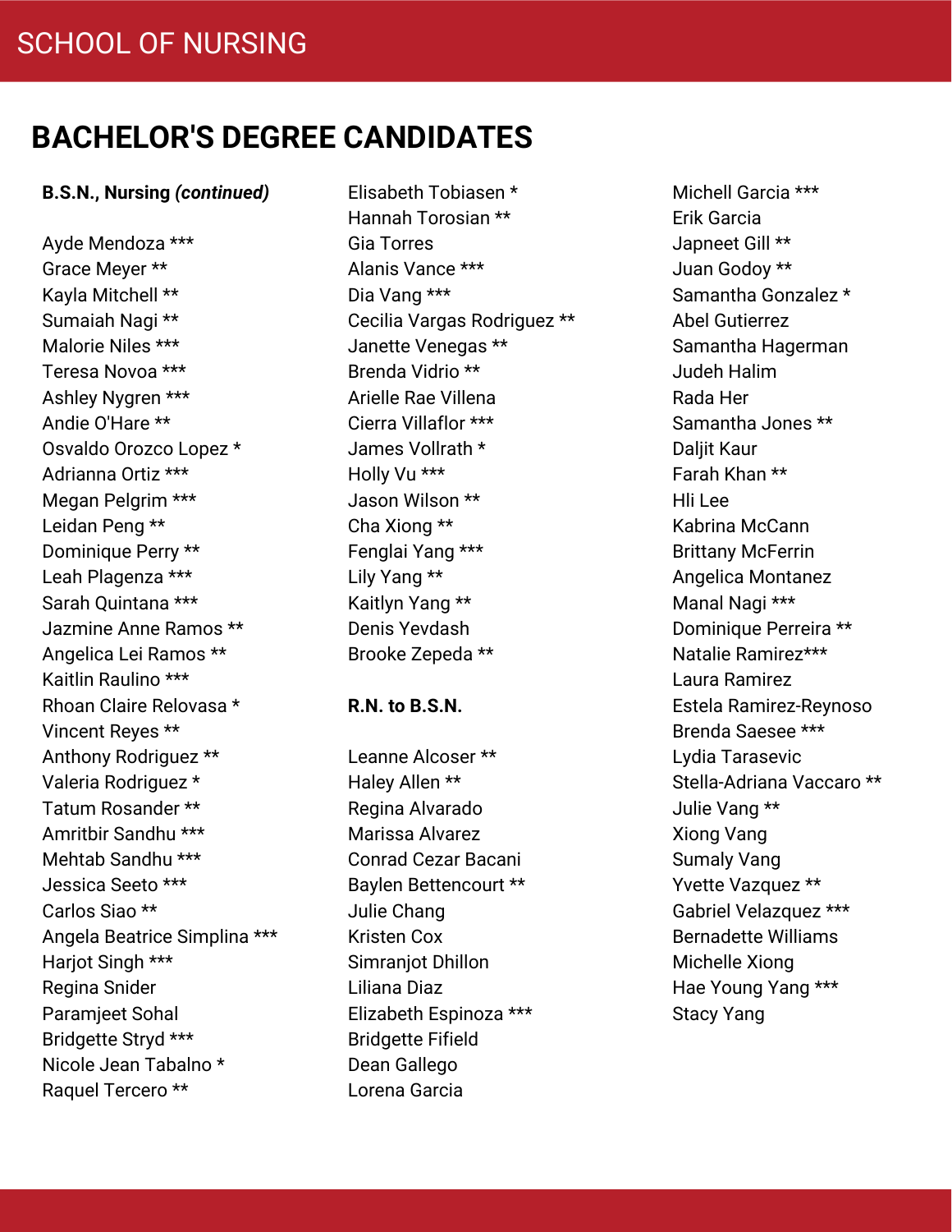# SCHOOL OF NURSING

## BACHELOR'S DEGREE CANDIDATES

**B.S.N., Nursing *(continued)***

Ayde Mendoza ***
Grace Meyer **
Kayla Mitchell **
Sumaiah Nagi **
Malorie Niles ***
Teresa Novoa ***
Ashley Nygren ***
Andie O'Hare **
Osvaldo Orozco Lopez *
Adrianna Ortiz ***
Megan Pelgrim ***
Leidan Peng **
Dominique Perry **
Leah Plagenza ***
Sarah Quintana ***
Jazmine Anne Ramos **
Angelica Lei Ramos **
Kaitlin Raulino ***
Rhoan Claire Relovasa *
Vincent Reyes **
Anthony Rodriguez **
Valeria Rodriguez *
Tatum Rosander **
Amritbir Sandhu ***
Mehtab Sandhu ***
Jessica Seeto ***
Carlos Siao **
Angela Beatrice Simplina ***
Harjot Singh ***
Regina Snider
Paramjeet Sohal
Bridgette Stryd ***
Nicole Jean Tabalno *
Raquel Tercero **
Elisabeth Tobiasen *
Hannah Torosian **
Gia Torres
Alanis Vance ***
Dia Vang ***
Cecilia Vargas Rodriguez **
Janette Venegas **
Brenda Vidrio **
Arielle Rae Villena
Cierra Villaflor ***
James Vollrath *
Holly Vu ***
Jason Wilson **
Cha Xiong **
Fenglai Yang ***
Lily Yang **
Kaitlyn Yang **
Denis Yevdash
Brooke Zepeda **

**R.N. to B.S.N.**

Leanne Alcoser **
Haley Allen **
Regina Alvarado
Marissa Alvarez
Conrad Cezar Bacani
Baylen Bettencourt **
Julie Chang
Kristen Cox
Simranjot Dhillon
Liliana Diaz
Elizabeth Espinoza ***
Bridgette Fifield
Dean Gallego
Lorena Garcia
Michell Garcia ***
Erik Garcia
Japneet Gill **
Juan Godoy **
Samantha Gonzalez *
Abel Gutierrez
Samantha Hagerman
Judeh Halim
Rada Her
Samantha Jones **
Daljit Kaur
Farah Khan **
Hli Lee
Kabrina McCann
Brittany McFerrin
Angelica Montanez
Manal Nagi ***
Dominique Perreira **
Natalie Ramirez***
Laura Ramirez
Estela Ramirez-Reynoso
Brenda Saesee ***
Lydia Tarasevic
Stella-Adriana Vaccaro **
Julie Vang **
Xiong Vang
Sumaly Vang
Yvette Vazquez **
Gabriel Velazquez ***
Bernadette Williams
Michelle Xiong
Hae Young Yang ***
Stacy Yang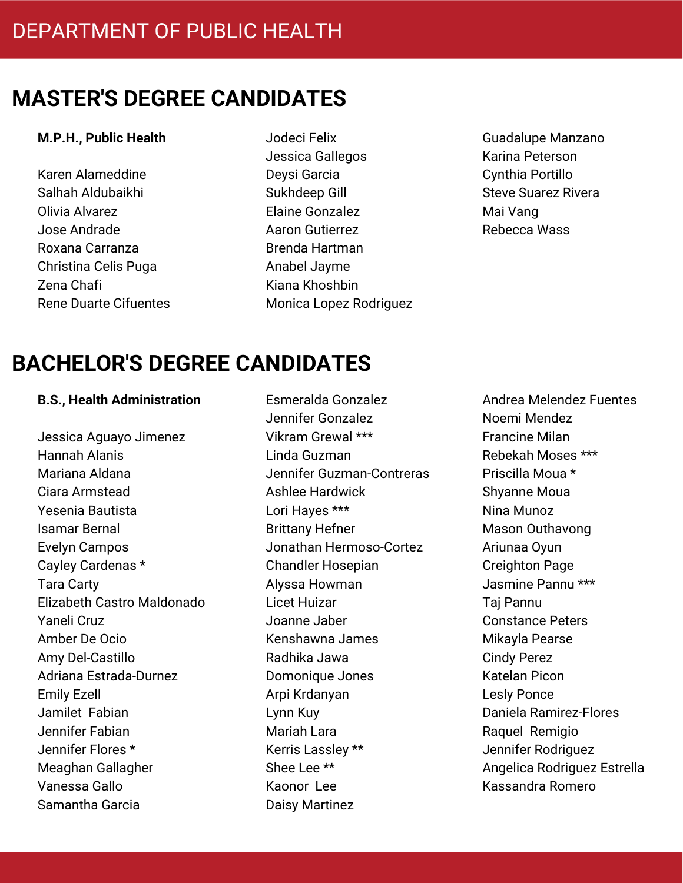# DEPARTMENT OF PUBLIC HEALTH

## MASTER'S DEGREE CANDIDATES

**M.P.H., Public Health**

Karen Alameddine
Salhah Aldubaikhi
Olivia Alvarez
Jose Andrade
Roxana Carranza
Christina Celis Puga
Zena Chafi
Rene Duarte Cifuentes
Jodeci Felix
Jessica Gallegos
Deysi Garcia
Sukhdeep Gill
Elaine Gonzalez
Aaron Gutierrez
Brenda Hartman
Anabel Jayme
Kiana Khoshbin
Monica Lopez Rodriguez
Guadalupe Manzano
Karina Peterson
Cynthia Portillo
Steve Suarez Rivera
Mai Vang
Rebecca Wass

## BACHELOR'S DEGREE CANDIDATES

**B.S., Health Administration**

Jessica Aguayo Jimenez
Hannah Alanis
Mariana Aldana
Ciara Armstead
Yesenia Bautista
Isamar Bernal
Evelyn Campos
Cayley Cardenas *
Tara Carty
Elizabeth Castro Maldonado
Yaneli Cruz
Amber De Ocio
Amy Del-Castillo
Adriana Estrada-Durnez
Emily Ezell
Jamilet Fabian
Jennifer Fabian
Jennifer Flores *
Meaghan Gallagher
Vanessa Gallo
Samantha Garcia
Esmeralda Gonzalez
Jennifer Gonzalez
Vikram Grewal ***
Linda Guzman
Jennifer Guzman-Contreras
Ashlee Hardwick
Lori Hayes ***
Brittany Hefner
Jonathan Hermoso-Cortez
Chandler Hosepian
Alyssa Howman
Licet Huizar
Joanne Jaber
Kenshawna James
Radhika Jawa
Domonique Jones
Arpi Krdanyan
Lynn Kuy
Mariah Lara
Kerris Lassley **
Shee Lee **
Kaonor Lee
Daisy Martinez
Andrea Melendez Fuentes
Noemi Mendez
Francine Milan
Rebekah Moses ***
Priscilla Moua *
Shyanne Moua
Nina Munoz
Mason Outhavong
Ariunaa Oyun
Creighton Page
Jasmine Pannu ***
Taj Pannu
Constance Peters
Mikayla Pearse
Cindy Perez
Katelan Picon
Lesly Ponce
Daniela Ramirez-Flores
Raquel Remigio
Jennifer Rodriguez
Angelica Rodriguez Estrella
Kassandra Romero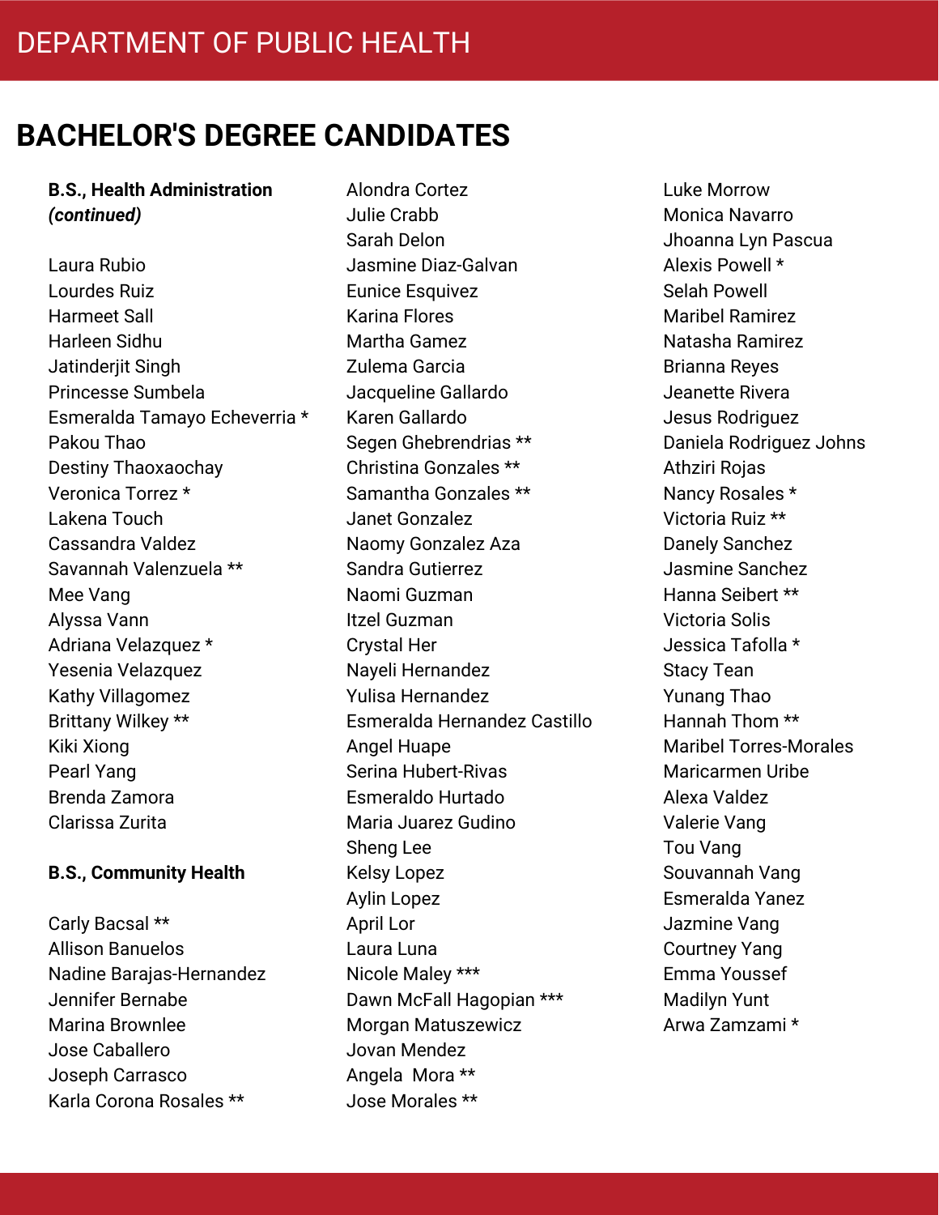# DEPARTMENT OF PUBLIC HEALTH

## BACHELOR'S DEGREE CANDIDATES

**B.S., Health Administration *(continued)***

Laura Rubio
Lourdes Ruiz
Harmeet Sall
Harleen Sidhu
Jatinderjit Singh
Princesse Sumbela
Esmeralda Tamayo Echeverria *
Pakou Thao
Destiny Thaoxaochay
Veronica Torrez *
Lakena Touch
Cassandra Valdez
Savannah Valenzuela **
Mee Vang
Alyssa Vann
Adriana Velazquez *
Yesenia Velazquez
Kathy Villagomez
Brittany Wilkey **
Kiki Xiong
Pearl Yang
Brenda Zamora
Clarissa Zurita

**B.S., Community Health**

Carly Bacsal **
Allison Banuelos
Nadine Barajas-Hernandez
Jennifer Bernabe
Marina Brownlee
Jose Caballero
Joseph Carrasco
Karla Corona Rosales **
Alondra Cortez
Julie Crabb
Sarah Delon
Jasmine Diaz-Galvan
Eunice Esquivez
Karina Flores
Martha Gamez
Zulema Garcia
Jacqueline Gallardo
Karen Gallardo
Segen Ghebrendrias **
Christina Gonzales **
Samantha Gonzales **
Janet Gonzalez
Naomy Gonzalez Aza
Sandra Gutierrez
Naomi Guzman
Itzel Guzman
Crystal Her
Nayeli Hernandez
Yulisa Hernandez
Esmeralda Hernandez Castillo
Angel Huape
Serina Hubert-Rivas
Esmeraldo Hurtado
Maria Juarez Gudino
Sheng Lee
Kelsy Lopez
Aylin Lopez
April Lor
Laura Luna
Nicole Maley ***
Dawn McFall Hagopian ***
Morgan Matuszewicz
Jovan Mendez
Angela Mora **
Jose Morales **
Luke Morrow
Monica Navarro
Jhoanna Lyn Pascua
Alexis Powell *
Selah Powell
Maribel Ramirez
Natasha Ramirez
Brianna Reyes
Jeanette Rivera
Jesus Rodriguez
Daniela Rodriguez Johns
Athziri Rojas
Nancy Rosales *
Victoria Ruiz **
Danely Sanchez
Jasmine Sanchez
Hanna Seibert **
Victoria Solis
Jessica Tafolla *
Stacy Tean
Yunang Thao
Hannah Thom **
Maribel Torres-Morales
Maricarmen Uribe
Alexa Valdez
Valerie Vang
Tou Vang
Souvannah Vang
Esmeralda Yanez
Jazmine Vang
Courtney Yang
Emma Youssef
Madilyn Yunt
Arwa Zamzami *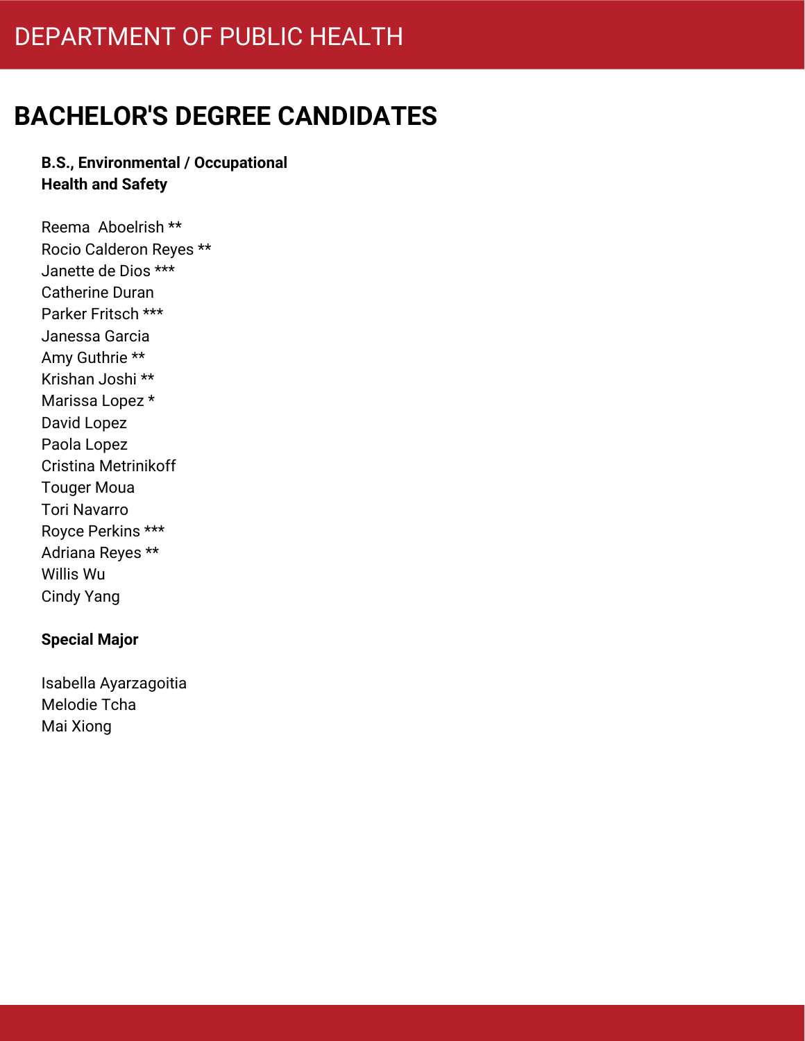DEPARTMENT OF PUBLIC HEALTH

# BACHELOR'S DEGREE CANDIDATES

**B.S., Environmental / Occupational Health and Safety**

Reema Aboelrish **  
Rocio Calderon Reyes **  
Janette de Dios ***  
Catherine Duran  
Parker Fritsch ***  
Janessa Garcia  
Amy Guthrie **  
Krishan Joshi **  
Marissa Lopez *  
David Lopez  
Paola Lopez  
Cristina Metrinikoff  
Touger Moua  
Tori Navarro  
Royce Perkins ***  
Adriana Reyes **  
Willis Wu  
Cindy Yang

**Special Major**

Isabella Ayarzagoitia  
Melodie Tcha  
Mai Xiong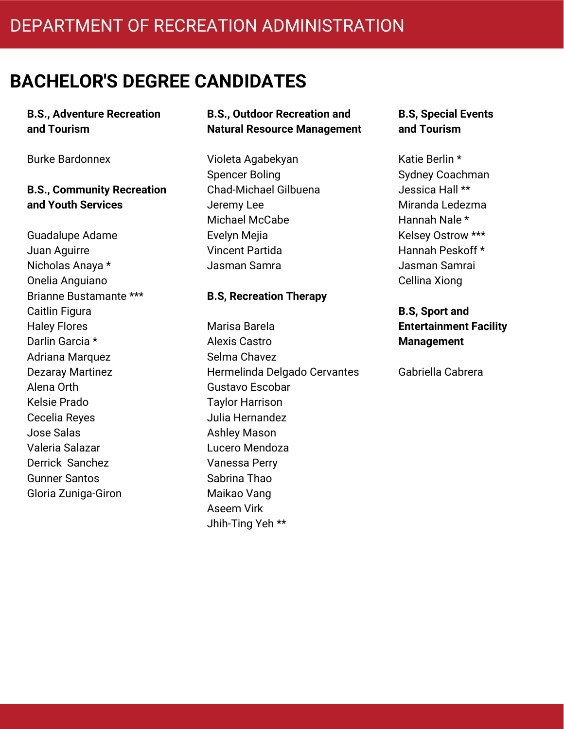# DEPARTMENT OF RECREATION ADMINISTRATION

## BACHELOR'S DEGREE CANDIDATES

**B.S., Adventure Recreation and Tourism**

Burke Bardonnex

**B.S., Community Recreation and Youth Services**

Guadalupe Adame
Juan Aguirre
Nicholas Anaya *
Onelia Anguiano
Brianne Bustamante ***
Caitlin Figura
Haley Flores
Darlin Garcia *
Adriana Marquez
Dezaray Martinez
Alena Orth
Kelsie Prado
Cecelia Reyes
Jose Salas
Valeria Salazar
Derrick Sanchez
Gunner Santos
Gloria Zuniga-Giron

**B.S., Outdoor Recreation and Natural Resource Management**

Violeta Agabekyan
Spencer Boling
Chad-Michael Gilbuena
Jeremy Lee
Michael McCabe
Evelyn Mejia
Vincent Partida
Jasman Samra

**B.S, Recreation Therapy**

Marisa Barela
Alexis Castro
Selma Chavez
Hermelinda Delgado Cervantes
Gustavo Escobar
Taylor Harrison
Julia Hernandez
Ashley Mason
Lucero Mendoza
Vanessa Perry
Sabrina Thao
Maikao Vang
Aseem Virk
Jhih-Ting Yeh **

**B.S, Special Events and Tourism**

Katie Berlin *
Sydney Coachman
Jessica Hall **
Miranda Ledezma
Hannah Nale *
Kelsey Ostrow ***
Hannah Peskoff *
Jasman Samrai
Cellina Xiong

**B.S, Sport and Entertainment Facility Management**

Gabriella Cabrera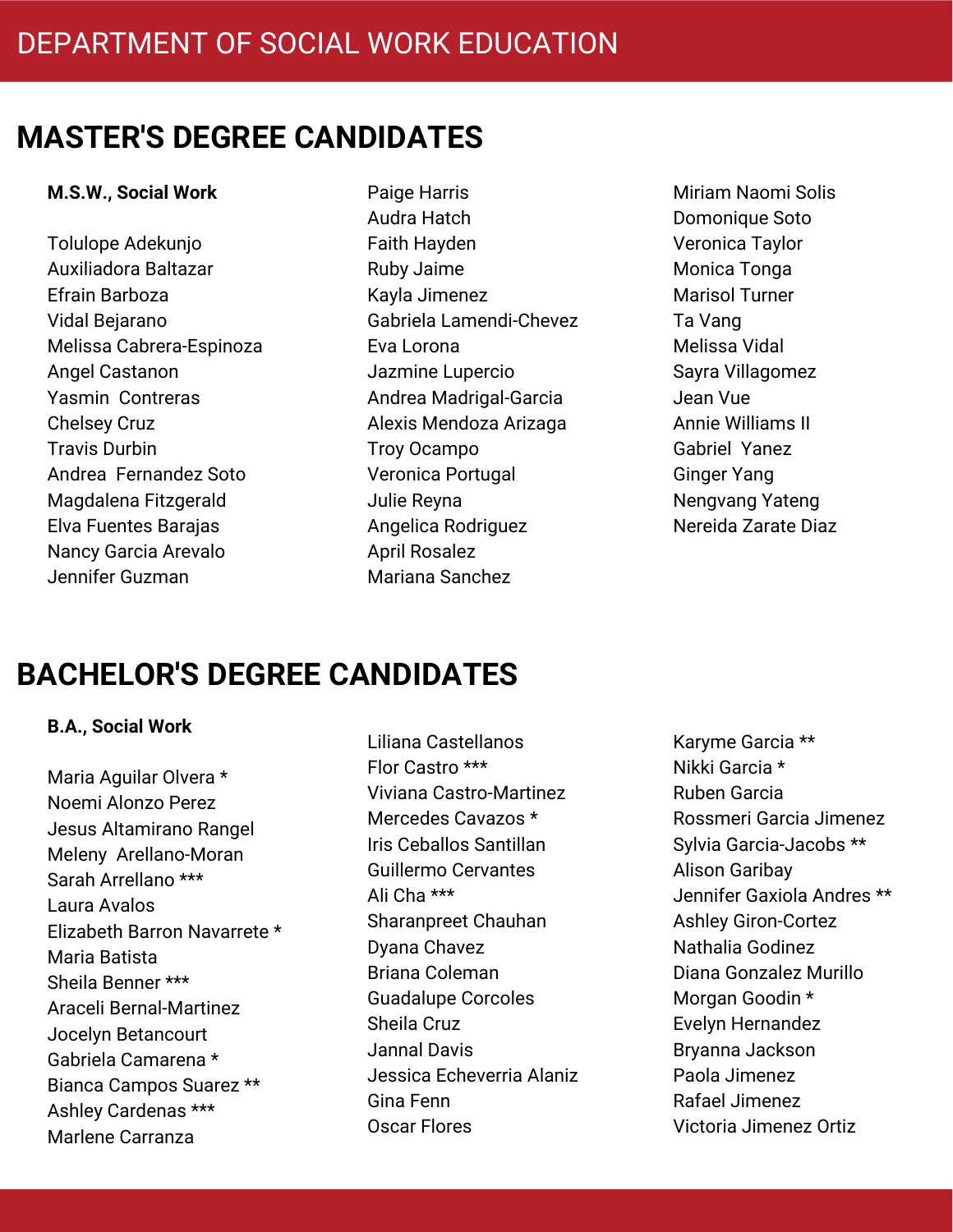DEPARTMENT OF SOCIAL WORK EDUCATION

# MASTER'S DEGREE CANDIDATES

**M.S.W., Social Work**

Tolulope Adekunjo
Auxiliadora Baltazar
Efrain Barboza
Vidal Bejarano
Melissa Cabrera-Espinoza
Angel Castanon
Yasmin Contreras
Chelsey Cruz
Travis Durbin
Andrea Fernandez Soto
Magdalena Fitzgerald
Elva Fuentes Barajas
Nancy Garcia Arevalo
Jennifer Guzman
Paige Harris
Audra Hatch
Faith Hayden
Ruby Jaime
Kayla Jimenez
Gabriela Lamendi-Chevez
Eva Lorona
Jazmine Lupercio
Andrea Madrigal-Garcia
Alexis Mendoza Arizaga
Troy Ocampo
Veronica Portugal
Julie Reyna
Angelica Rodriguez
April Rosalez
Mariana Sanchez
Miriam Naomi Solis
Domonique Soto
Veronica Taylor
Monica Tonga
Marisol Turner
Ta Vang
Melissa Vidal
Sayra Villagomez
Jean Vue
Annie Williams II
Gabriel Yanez
Ginger Yang
Nengvang Yateng
Nereida Zarate Diaz

# BACHELOR'S DEGREE CANDIDATES

**B.A., Social Work**

Maria Aguilar Olvera *
Noemi Alonzo Perez
Jesus Altamirano Rangel
Meleny Arellano-Moran
Sarah Arrellano ***
Laura Avalos
Elizabeth Barron Navarrete *
Maria Batista
Sheila Benner ***
Araceli Bernal-Martinez
Jocelyn Betancourt
Gabriela Camarena *
Bianca Campos Suarez **
Ashley Cardenas ***
Marlene Carranza
Liliana Castellanos
Flor Castro ***
Viviana Castro-Martinez
Mercedes Cavazos *
Iris Ceballos Santillan
Guillermo Cervantes
Ali Cha ***
Sharanpreet Chauhan
Dyana Chavez
Briana Coleman
Guadalupe Corcoles
Sheila Cruz
Jannal Davis
Jessica Echeverria Alaniz
Gina Fenn
Oscar Flores
Karyme Garcia **
Nikki Garcia *
Ruben Garcia
Rossmeri Garcia Jimenez
Sylvia Garcia-Jacobs **
Alison Garibay
Jennifer Gaxiola Andres **
Ashley Giron-Cortez
Nathalia Godinez
Diana Gonzalez Murillo
Morgan Goodin *
Evelyn Hernandez
Bryanna Jackson
Paola Jimenez
Rafael Jimenez
Victoria Jimenez Ortiz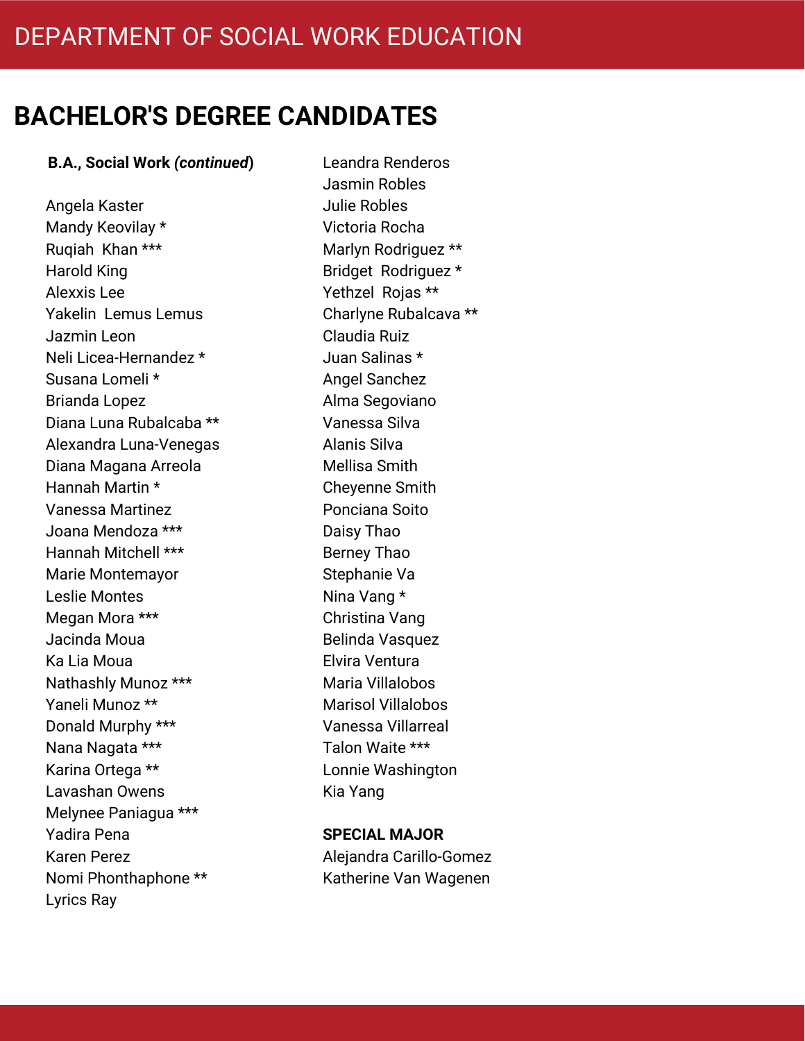# DEPARTMENT OF SOCIAL WORK EDUCATION

## BACHELOR'S DEGREE CANDIDATES

**B.A., Social Work *(continued)***

Angela Kaster
Mandy Keovilay *
Ruqiah Khan ***
Harold King
Alexxis Lee
Yakelin Lemus Lemus
Jazmin Leon
Neli Licea-Hernandez *
Susana Lomeli *
Brianda Lopez
Diana Luna Rubalcaba **
Alexandra Luna-Venegas
Diana Magana Arreola
Hannah Martin *
Vanessa Martinez
Joana Mendoza ***
Hannah Mitchell ***
Marie Montemayor
Leslie Montes
Megan Mora ***
Jacinda Moua
Ka Lia Moua
Nathashly Munoz ***
Yaneli Munoz **
Donald Murphy ***
Nana Nagata ***
Karina Ortega **
Lavashan Owens
Melynee Paniagua ***
Yadira Pena
Karen Perez
Nomi Phonthaphone **
Lyrics Ray
Leandra Renderos
Jasmin Robles
Julie Robles
Victoria Rocha
Marlyn Rodriguez **
Bridget Rodriguez *
Yethzel Rojas **
Charlyne Rubalcava **
Claudia Ruiz
Juan Salinas *
Angel Sanchez
Alma Segoviano
Vanessa Silva
Alanis Silva
Mellisa Smith
Cheyenne Smith
Ponciana Soito
Daisy Thao
Berney Thao
Stephanie Va
Nina Vang *
Christina Vang
Belinda Vasquez
Elvira Ventura
Maria Villalobos
Marisol Villalobos
Vanessa Villarreal
Talon Waite ***
Lonnie Washington
Kia Yang

**SPECIAL MAJOR**

Alejandra Carillo-Gomez
Katherine Van Wagenen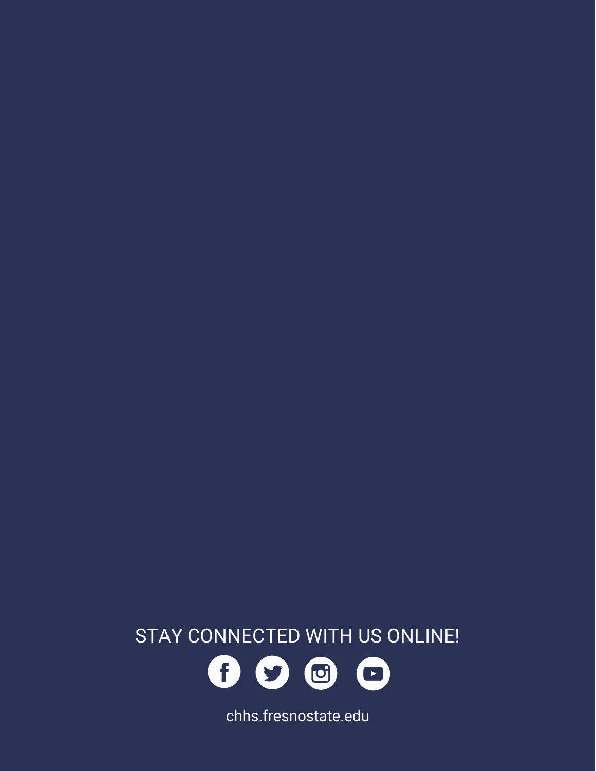STAY CONNECTED WITH US ONLINE!

chhs.fresnostate.edu